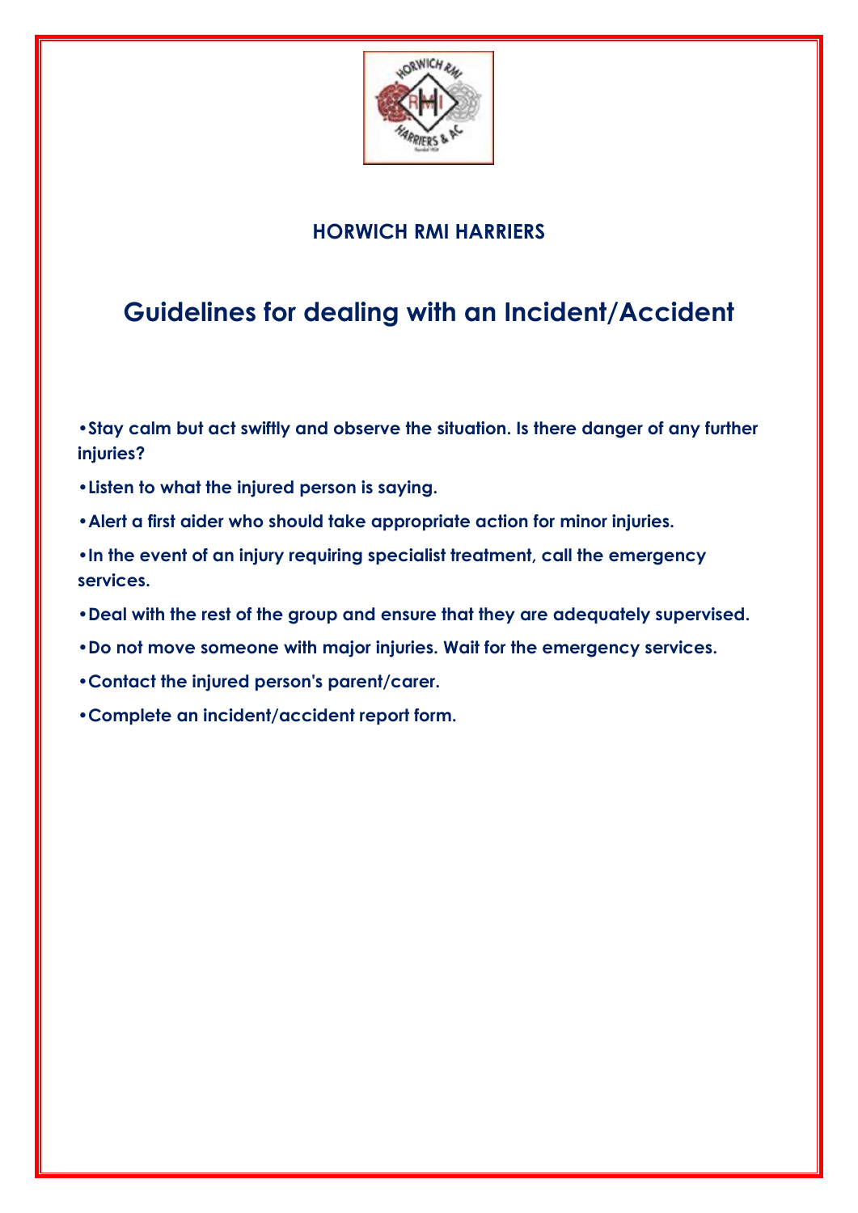**HORWICH RMI HARRIERS**

# Guidelines for dealing with an Incident/Accident

- **Stay calm but act swiftly and observe the situation. Is there danger of any further injuries?**
- **Listen to what the injured person is saying.**
- **Alert a first aider who should take appropriate action for minor injuries.**
- **In the event of an injury requiring specialist treatment, call the emergency services.**
- **Deal with the rest of the group and ensure that they are adequately supervised.**
- **Do not move someone with major injuries. Wait for the emergency services.**
- **Contact the injured person's parent/carer.**
- **Complete an incident/accident report form.**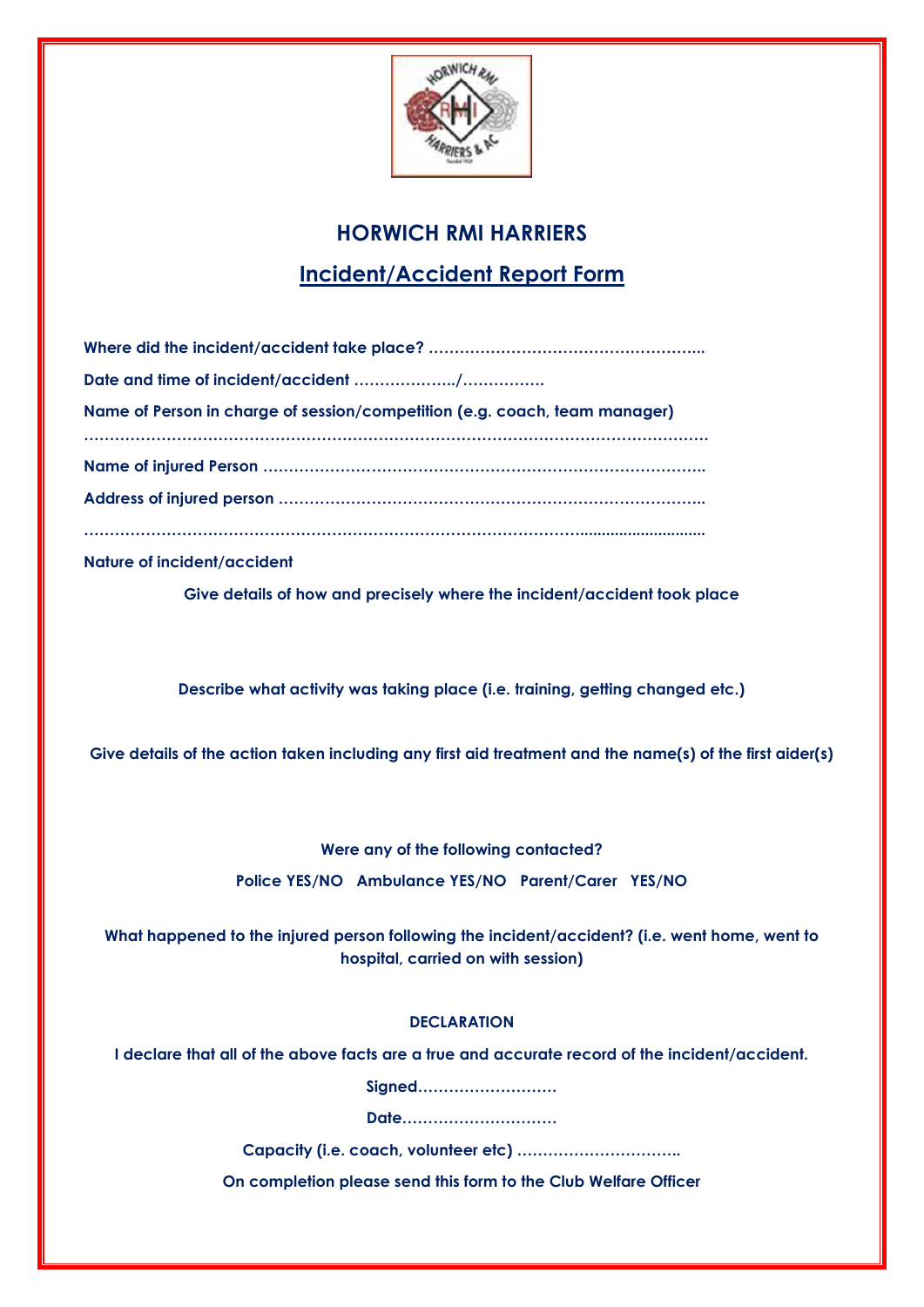# HORWICH RMI HARRIERS

## Incident/Accident Report Form

**Where did the incident/accident take place? ……………………………………………...**

**Date and time of incident/accident ………………../…………….**

**Name of Person in charge of session/competition (e.g. coach, team manager)**

**…………………………………………………………………………………………………**

**Name of injured Person ………………………………………………………………………..**

**Address of injured person ……………………………………………………………………..**

**……………………………………………………………………………………….............................**

**Nature of incident/accident**

**Give details of how and precisely where the incident/accident took place**

**Describe what activity was taking place (i.e. training, getting changed etc.)**

**Give details of the action taken including any first aid treatment and the name(s) of the first aider(s)**

**Were any of the following contacted?**

**Police YES/NO Ambulance YES/NO Parent/Carer YES/NO**

**What happened to the injured person following the incident/accident? (i.e. went home, went to hospital, carried on with session)**

**DECLARATION**

**I declare that all of the above facts are a true and accurate record of the incident/accident.**

**Signed………………………**

**Date…………………………**

**Capacity (i.e. coach, volunteer etc) …………………………..**

**On completion please send this form to the Club Welfare Officer**